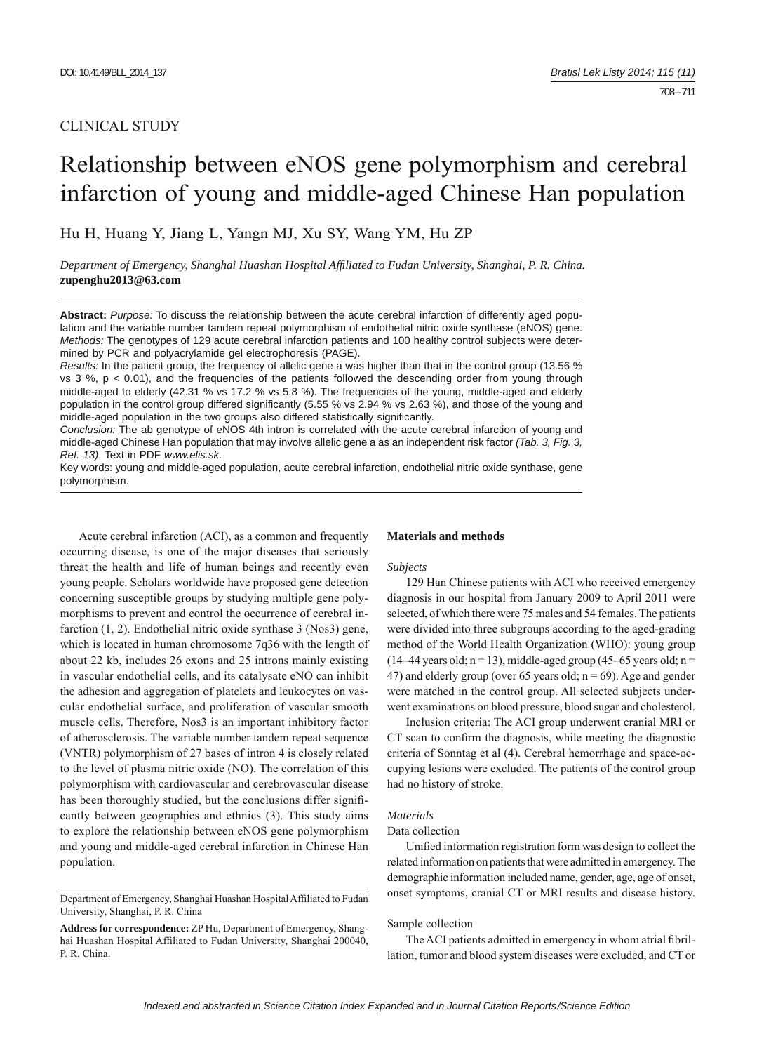CLINICAL STUDY

# Relationship between eNOS gene polymorphism and cerebral infarction of young and middle-aged Chinese Han population

Hu H, Huang Y, Jiang L, Yangn MJ, Xu SY, Wang YM, Hu ZP

*Department of Emergency, Shanghai Huashan Hospital Affiliated to Fudan University, Shanghai, P. R. China.*
**zupenghu2013@63.com**

**Abstract:** *Purpose:* To discuss the relationship between the acute cerebral infarction of differently aged population and the variable number tandem repeat polymorphism of endothelial nitric oxide synthase (eNOS) gene.
*Methods:* The genotypes of 129 acute cerebral infarction patients and 100 healthy control subjects were determined by PCR and polyacrylamide gel electrophoresis (PAGE).
*Results:* In the patient group, the frequency of allelic gene a was higher than that in the control group (13.56 % vs 3 %, $p < 0.01$), and the frequencies of the patients followed the descending order from young through middle-aged to elderly (42.31 % vs 17.2 % vs 5.8 %). The frequencies of the young, middle-aged and elderly population in the control group differed significantly (5.55 % vs 2.94 % vs 2.63 %), and those of the young and middle-aged population in the two groups also differed statistically significantly.
*Conclusion:* The ab genotype of eNOS 4th intron is correlated with the acute cerebral infarction of young and middle-aged Chinese Han population that may involve allelic gene a as an independent risk factor *(Tab. 3, Fig. 3, Ref. 13)*. Text in PDF *www.elis.sk.*
Key words: young and middle-aged population, acute cerebral infarction, endothelial nitric oxide synthase, gene polymorphism.

Acute cerebral infarction (ACI), as a common and frequently occurring disease, is one of the major diseases that seriously threat the health and life of human beings and recently even young people. Scholars worldwide have proposed gene detection concerning susceptible groups by studying multiple gene polymorphisms to prevent and control the occurrence of cerebral infarction (1, 2). Endothelial nitric oxide synthase 3 (Nos3) gene, which is located in human chromosome 7q36 with the length of about 22 kb, includes 26 exons and 25 introns mainly existing in vascular endothelial cells, and its catalysate eNO can inhibit the adhesion and aggregation of platelets and leukocytes on vascular endothelial surface, and proliferation of vascular smooth muscle cells. Therefore, Nos3 is an important inhibitory factor of atherosclerosis. The variable number tandem repeat sequence (VNTR) polymorphism of 27 bases of intron 4 is closely related to the level of plasma nitric oxide (NO). The correlation of this polymorphism with cardiovascular and cerebrovascular disease has been thoroughly studied, but the conclusions differ significantly between geographies and ethnics (3). This study aims to explore the relationship between eNOS gene polymorphism and young and middle-aged cerebral infarction in Chinese Han population.

Department of Emergency, Shanghai Huashan Hospital Affiliated to Fudan University, Shanghai, P. R. China

**Address for correspondence:** ZP Hu, Department of Emergency, Shanghai Huashan Hospital Affiliated to Fudan University, Shanghai 200040, P. R. China.

## Materials and methods

### *Subjects*

129 Han Chinese patients with ACI who received emergency diagnosis in our hospital from January 2009 to April 2011 were selected, of which there were 75 males and 54 females. The patients were divided into three subgroups according to the aged-grading method of the World Health Organization (WHO): young group (14–44 years old; n = 13), middle-aged group (45–65 years old; n = 47) and elderly group (over 65 years old; n = 69). Age and gender were matched in the control group. All selected subjects underwent examinations on blood pressure, blood sugar and cholesterol.

Inclusion criteria: The ACI group underwent cranial MRI or CT scan to confirm the diagnosis, while meeting the diagnostic criteria of Sonntag et al (4). Cerebral hemorrhage and space-occupying lesions were excluded. The patients of the control group had no history of stroke.

### *Materials*

Data collection

Unified information registration form was design to collect the related information on patients that were admitted in emergency. The demographic information included name, gender, age, age of onset, onset symptoms, cranial CT or MRI results and disease history.

Sample collection

The ACI patients admitted in emergency in whom atrial fibrillation, tumor and blood system diseases were excluded, and CT or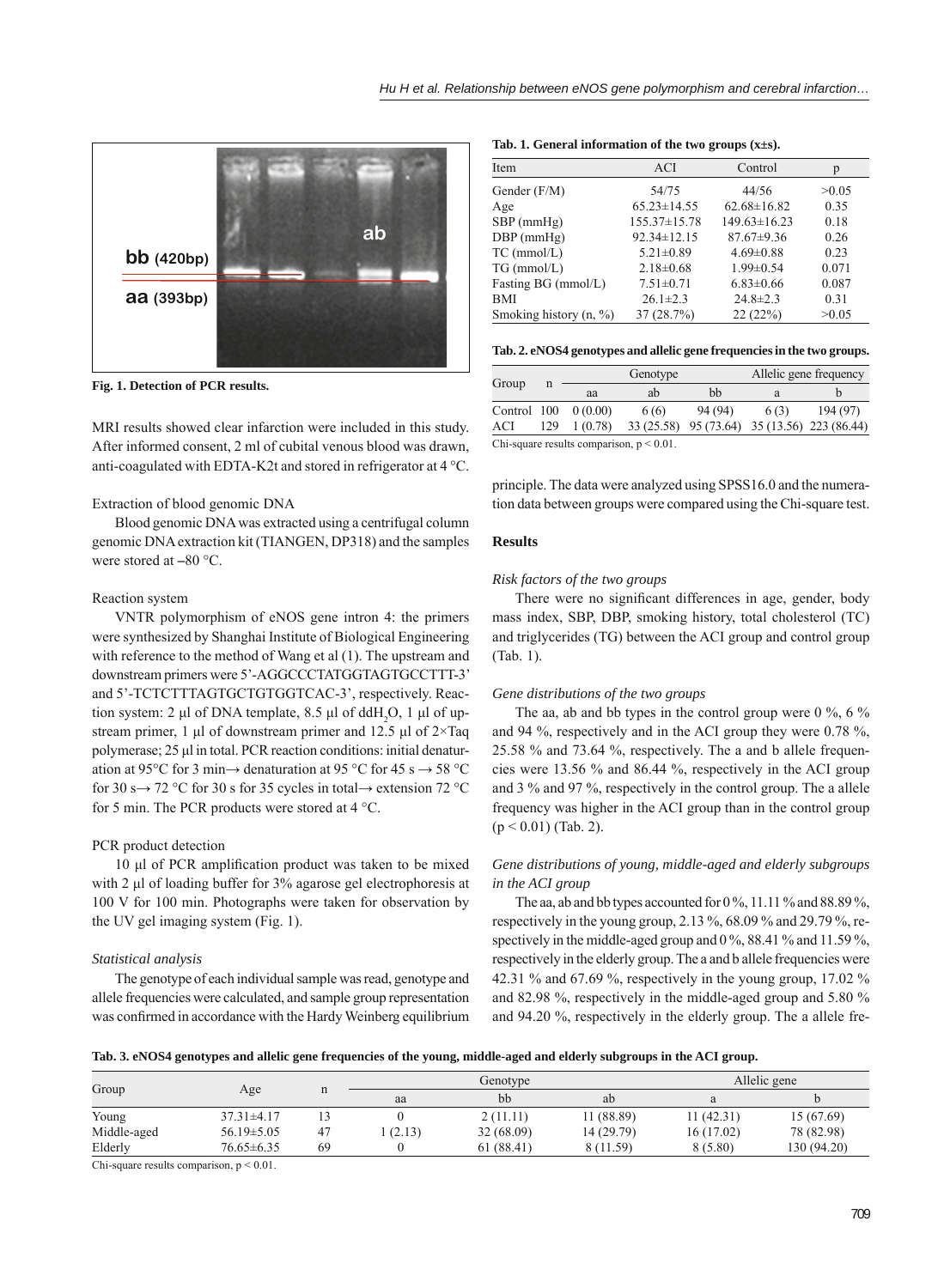Fig. 1. Detection of PCR results.

MRI results showed clear infarction were included in this study. After informed consent, 2 ml of cubital venous blood was drawn, anti-coagulated with EDTA-K2t and stored in refrigerator at 4 °C.

### Extraction of blood genomic DNA

Blood genomic DNA was extracted using a centrifugal column genomic DNA extraction kit (TIANGEN, DP318) and the samples were stored at –80 °C.

### Reaction system

VNTR polymorphism of eNOS gene intron 4: the primers were synthesized by Shanghai Institute of Biological Engineering with reference to the method of Wang et al (1). The upstream and downstream primers were 5'-AGGCCCTATGGTAGTGCCTTT-3' and 5'-TCTCTTTAGTGCTGTGGTCAC-3', respectively. Reaction system: 2 µl of DNA template, 8.5 µl of $ddH_2O$, 1 µl of upstream primer, 1 µl of downstream primer and 12.5 µl of 2×Taq polymerase; 25 µl in total. PCR reaction conditions: initial denaturation at 95°C for 3 min→ denaturation at 95 °C for 45 s → 58 °C for 30 s→ 72 °C for 30 s for 35 cycles in total→ extension 72 °C for 5 min. The PCR products were stored at 4 °C.

### PCR product detection

10 µl of PCR amplification product was taken to be mixed with 2 µl of loading buffer for 3% agarose gel electrophoresis at 100 V for 100 min. Photographs were taken for observation by the UV gel imaging system (Fig. 1).

### *Statistical analysis*

The genotype of each individual sample was read, genotype and allele frequencies were calculated, and sample group representation was confirmed in accordance with the Hardy Weinberg equilibrium principle. The data were analyzed using SPSS16.0 and the numeration data between groups were compared using the Chi-square test.

**Tab. 1. General information of the two groups (x±s).**

| Item | ACI | Control | p |
|---|---|---|---|
| Gender (F/M) | 54/75 | 44/56 | >0.05 |
| Age | 65.23±14.55 | 62.68±16.82 | 0.35 |
| SBP (mmHg) | 155.37±15.78 | 149.63±16.23 | 0.18 |
| DBP (mmHg) | 92.34±12.15 | 87.67±9.36 | 0.26 |
| TC (mmol/L) | 5.21±0.89 | 4.69±0.88 | 0.23 |
| TG (mmol/L) | 2.18±0.68 | 1.99±0.54 | 0.071 |
| Fasting BG (mmol/L) | 7.51±0.71 | 6.83±0.66 | 0.087 |
| BMI | 26.1±2.3 | 24.8±2.3 | 0.31 |
| Smoking history (n, %) | 37 (28.7%) | 22 (22%) | >0.05 |

**Tab. 2. eNOS4 genotypes and allelic gene frequencies in the two groups.**

| Group | n | Genotype | | | Allelic gene frequency | |
|---|---|---|---|---|---|---|
| | | aa | ab | bb | a | b |
| Control | 100 | 0 (0.00) | 6 (6) | 94 (94) | 6 (3) | 194 (97) |
| ACI | 129 | 1 (0.78) | 33 (25.58) | 95 (73.64) | 35 (13.56) | 223 (86.44) |

Chi-square results comparison, $p < 0.01$.

## Results

### *Risk factors of the two groups*

There were no significant differences in age, gender, body mass index, SBP, DBP, smoking history, total cholesterol (TC) and triglycerides (TG) between the ACI group and control group (Tab. 1).

### *Gene distributions of the two groups*

The aa, ab and bb types in the control group were 0 %, 6 % and 94 %, respectively and in the ACI group they were 0.78 %, 25.58 % and 73.64 %, respectively. The a and b allele frequencies were 13.56 % and 86.44 %, respectively in the ACI group and 3 % and 97 %, respectively in the control group. The a allele frequency was higher in the ACI group than in the control group ($p < 0.01$) (Tab. 2).

### *Gene distributions of young, middle-aged and elderly subgroups in the ACI group*

The aa, ab and bb types accounted for 0 %, 11.11 % and 88.89 %, respectively in the young group, 2.13 %, 68.09 % and 29.79 %, respectively in the middle-aged group and 0 %, 88.41 % and 11.59 %, respectively in the elderly group. The a and b allele frequencies were 42.31 % and 67.69 %, respectively in the young group, 17.02 % and 82.98 %, respectively in the middle-aged group and 5.80 % and 94.20 %, respectively in the elderly group. The a allele fre-

**Tab. 3. eNOS4 genotypes and allelic gene frequencies of the young, middle-aged and elderly subgroups in the ACI group.**

| Group | Age | n | Genotype | | | Allelic gene | |
|---|---|---|---|---|---|---|---|
| | | | aa | bb | ab | a | b |
| Young | 37.31±4.17 | 13 | 0 | 2 (11.11) | 11 (88.89) | 11 (42.31) | 15 (67.69) |
| Middle-aged | 56.19±5.05 | 47 | 1 (2.13) | 32 (68.09) | 14 (29.79) | 16 (17.02) | 78 (82.98) |
| Elderly | 76.65±6.35 | 69 | 0 | 61 (88.41) | 8 (11.59) | 8 (5.80) | 130 (94.20) |

Chi-square results comparison, $p < 0.01$.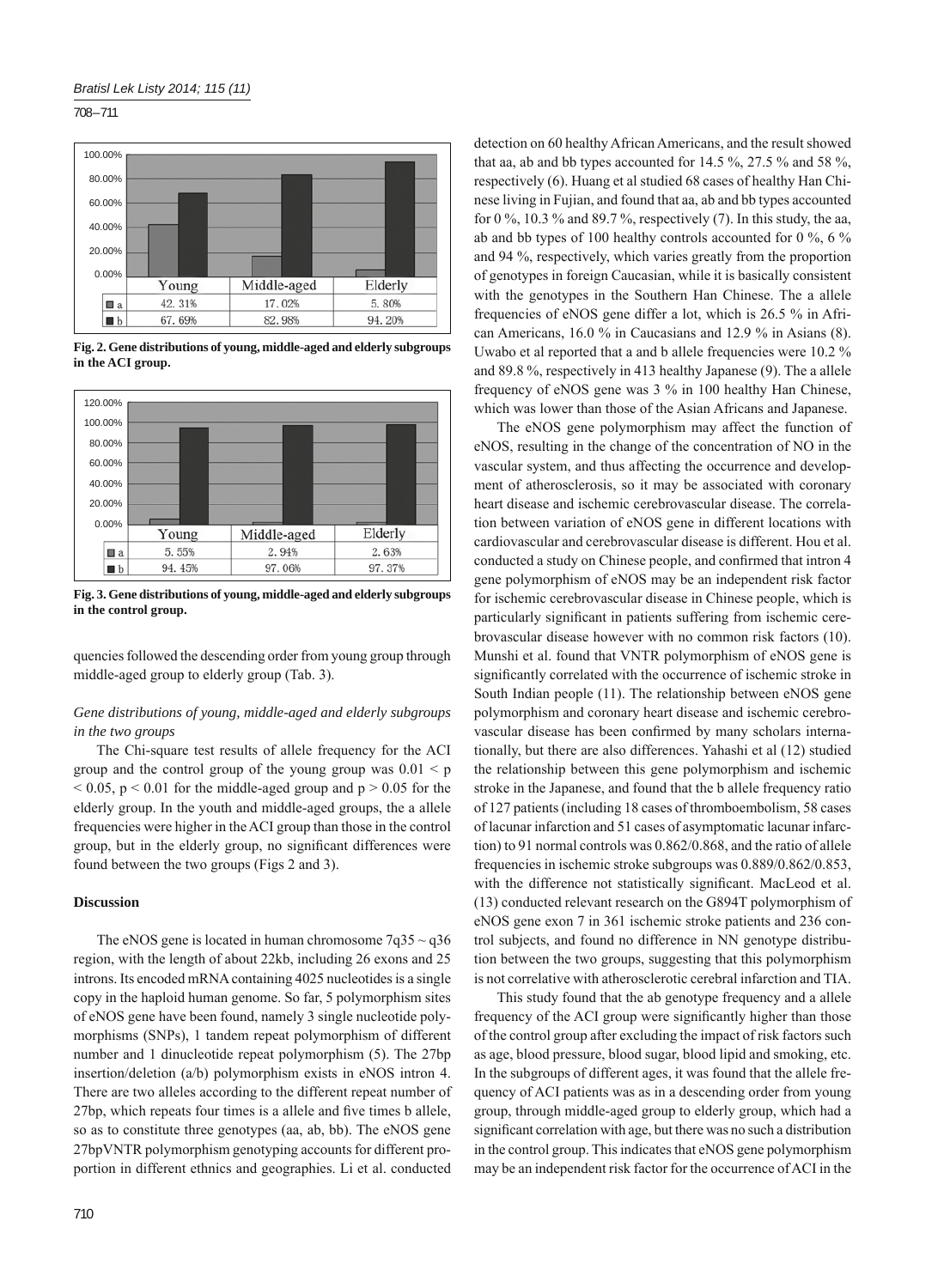| | Young | Middle-aged | Elderly |
|---|---|---|---|
| a | 42.31% | 17.02% | 5.80% |
| b | 67.69% | 82.98% | 94.20% |

**Fig. 2. Gene distributions of young, middle-aged and elderly subgroups in the ACI group.**

| | Young | Middle-aged | Elderly |
|---|---|---|---|
| a | 5.55% | 2.94% | 2.63% |
| b | 94.45% | 97.06% | 97.37% |

**Fig. 3. Gene distributions of young, middle-aged and elderly subgroups in the control group.**

quencies followed the descending order from young group through middle-aged group to elderly group (Tab. 3).

### *Gene distributions of young, middle-aged and elderly subgroups in the two groups*

The Chi-square test results of allele frequency for the ACI group and the control group of the young group was $0.01 < p < 0.05$, $p < 0.01$ for the middle-aged group and $p > 0.05$ for the elderly group. In the youth and middle-aged groups, the a allele frequencies were higher in the ACI group than those in the control group, but in the elderly group, no significant differences were found between the two groups (Figs 2 and 3).

## Discussion

The eNOS gene is located in human chromosome 7q35 ~ q36 region, with the length of about 22kb, including 26 exons and 25 introns. Its encoded mRNA containing 4025 nucleotides is a single copy in the haploid human genome. So far, 5 polymorphism sites of eNOS gene have been found, namely 3 single nucleotide polymorphisms (SNPs), 1 tandem repeat polymorphism of different number and 1 dinucleotide repeat polymorphism (5). The 27bp insertion/deletion (a/b) polymorphism exists in eNOS intron 4. There are two alleles according to the different repeat number of 27bp, which repeats four times is a allele and five times b allele, so as to constitute three genotypes (aa, ab, bb). The eNOS gene 27bpVNTR polymorphism genotyping accounts for different proportion in different ethnics and geographies. Li et al. conducted detection on 60 healthy African Americans, and the result showed that aa, ab and bb types accounted for 14.5 %, 27.5 % and 58 %, respectively (6). Huang et al studied 68 cases of healthy Han Chinese living in Fujian, and found that aa, ab and bb types accounted for 0 %, 10.3 % and 89.7 %, respectively (7). In this study, the aa, ab and bb types of 100 healthy controls accounted for 0 %, 6 % and 94 %, respectively, which varies greatly from the proportion of genotypes in foreign Caucasian, while it is basically consistent with the genotypes in the Southern Han Chinese. The a allele frequencies of eNOS gene differ a lot, which is 26.5 % in African Americans, 16.0 % in Caucasians and 12.9 % in Asians (8). Uwabo et al reported that a and b allele frequencies were 10.2 % and 89.8 %, respectively in 413 healthy Japanese (9). The a allele frequency of eNOS gene was 3 % in 100 healthy Han Chinese, which was lower than those of the Asian Africans and Japanese.

The eNOS gene polymorphism may affect the function of eNOS, resulting in the change of the concentration of NO in the vascular system, and thus affecting the occurrence and development of atherosclerosis, so it may be associated with coronary heart disease and ischemic cerebrovascular disease. The correlation between variation of eNOS gene in different locations with cardiovascular and cerebrovascular disease is different. Hou et al. conducted a study on Chinese people, and confirmed that intron 4 gene polymorphism of eNOS may be an independent risk factor for ischemic cerebrovascular disease in Chinese people, which is particularly significant in patients suffering from ischemic cerebrovascular disease however with no common risk factors (10). Munshi et al. found that VNTR polymorphism of eNOS gene is significantly correlated with the occurrence of ischemic stroke in South Indian people (11). The relationship between eNOS gene polymorphism and coronary heart disease and ischemic cerebrovascular disease has been confirmed by many scholars internationally, but there are also differences. Yahashi et al (12) studied the relationship between this gene polymorphism and ischemic stroke in the Japanese, and found that the b allele frequency ratio of 127 patients (including 18 cases of thromboembolism, 58 cases of lacunar infarction and 51 cases of asymptomatic lacunar infarction) to 91 normal controls was 0.862/0.868, and the ratio of allele frequencies in ischemic stroke subgroups was 0.889/0.862/0.853, with the difference not statistically significant. MacLeod et al. (13) conducted relevant research on the G894T polymorphism of eNOS gene exon 7 in 361 ischemic stroke patients and 236 control subjects, and found no difference in NN genotype distribution between the two groups, suggesting that this polymorphism is not correlative with atherosclerotic cerebral infarction and TIA.

This study found that the ab genotype frequency and a allele frequency of the ACI group were significantly higher than those of the control group after excluding the impact of risk factors such as age, blood pressure, blood sugar, blood lipid and smoking, etc. In the subgroups of different ages, it was found that the allele frequency of ACI patients was as in a descending order from young group, through middle-aged group to elderly group, which had a significant correlation with age, but there was no such a distribution in the control group. This indicates that eNOS gene polymorphism may be an independent risk factor for the occurrence of ACI in the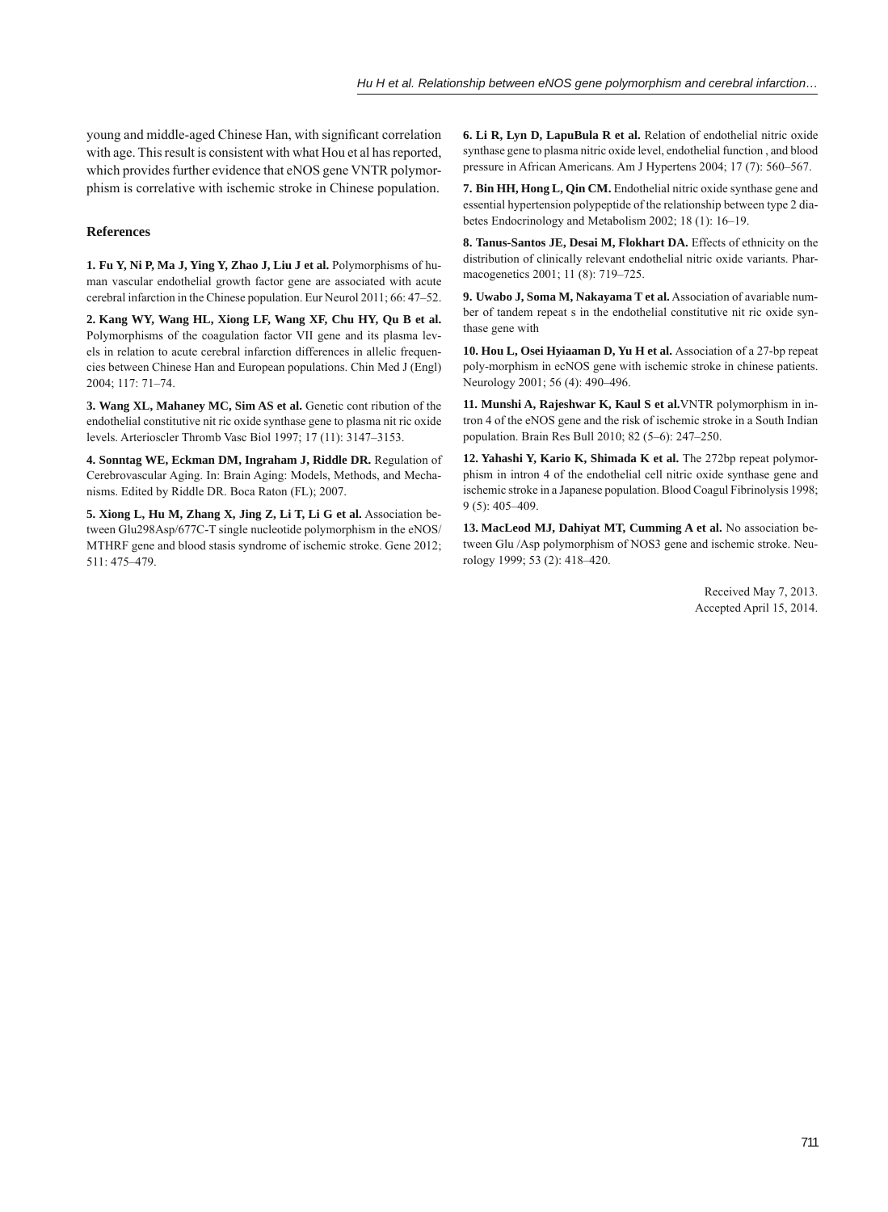young and middle-aged Chinese Han, with significant correlation with age. This result is consistent with what Hou et al has reported, which provides further evidence that eNOS gene VNTR polymorphism is correlative with ischemic stroke in Chinese population.

## References

**1. Fu Y, Ni P, Ma J, Ying Y, Zhao J, Liu J et al.** Polymorphisms of human vascular endothelial growth factor gene are associated with acute cerebral infarction in the Chinese population. Eur Neurol 2011; 66: 47–52.

**2. Kang WY, Wang HL, Xiong LF, Wang XF, Chu HY, Qu B et al.** Polymorphisms of the coagulation factor VII gene and its plasma levels in relation to acute cerebral infarction differences in allelic frequencies between Chinese Han and European populations. Chin Med J (Engl) 2004; 117: 71–74.

**3. Wang XL, Mahaney MC, Sim AS et al.** Genetic cont ribution of the endothelial constitutive nit ric oxide synthase gene to plasma nit ric oxide levels. Arterioscler Thromb Vasc Biol 1997; 17 (11): 3147–3153.

**4. Sonntag WE, Eckman DM, Ingraham J, Riddle DR.** Regulation of Cerebrovascular Aging. In: Brain Aging: Models, Methods, and Mechanisms. Edited by Riddle DR. Boca Raton (FL); 2007.

**5. Xiong L, Hu M, Zhang X, Jing Z, Li T, Li G et al.** Association between Glu298Asp/677C-T single nucleotide polymorphism in the eNOS/MTHRF gene and blood stasis syndrome of ischemic stroke. Gene 2012; 511: 475–479.

**6. Li R, Lyn D, LapuBula R et al.** Relation of endothelial nitric oxide synthase gene to plasma nitric oxide level, endothelial function , and blood pressure in African Americans. Am J Hypertens 2004; 17 (7): 560–567.

**7. Bin HH, Hong L, Qin CM.** Endothelial nitric oxide synthase gene and essential hypertension polypeptide of the relationship between type 2 diabetes Endocrinology and Metabolism 2002; 18 (1): 16–19.

**8. Tanus-Santos JE, Desai M, Flokhart DA.** Effects of ethnicity on the distribution of clinically relevant endothelial nitric oxide variants. Pharmacogenetics 2001; 11 (8): 719–725.

**9. Uwabo J, Soma M, Nakayama T et al.** Association of avariable number of tandem repeat s in the endothelial constitutive nit ric oxide synthase gene with

**10. Hou L, Osei Hyiaaman D, Yu H et al.** Association of a 27-bp repeat poly-morphism in ecNOS gene with ischemic stroke in chinese patients. Neurology 2001; 56 (4): 490–496.

**11. Munshi A, Rajeshwar K, Kaul S et al.**VNTR polymorphism in intron 4 of the eNOS gene and the risk of ischemic stroke in a South Indian population. Brain Res Bull 2010; 82 (5–6): 247–250.

**12. Yahashi Y, Kario K, Shimada K et al.** The 272bp repeat polymorphism in intron 4 of the endothelial cell nitric oxide synthase gene and ischemic stroke in a Japanese population. Blood Coagul Fibrinolysis 1998; 9 (5): 405–409.

**13. MacLeod MJ, Dahiyat MT, Cumming A et al.** No association between Glu /Asp polymorphism of NOS3 gene and ischemic stroke. Neurology 1999; 53 (2): 418–420.

Received May 7, 2013.
Accepted April 15, 2014.